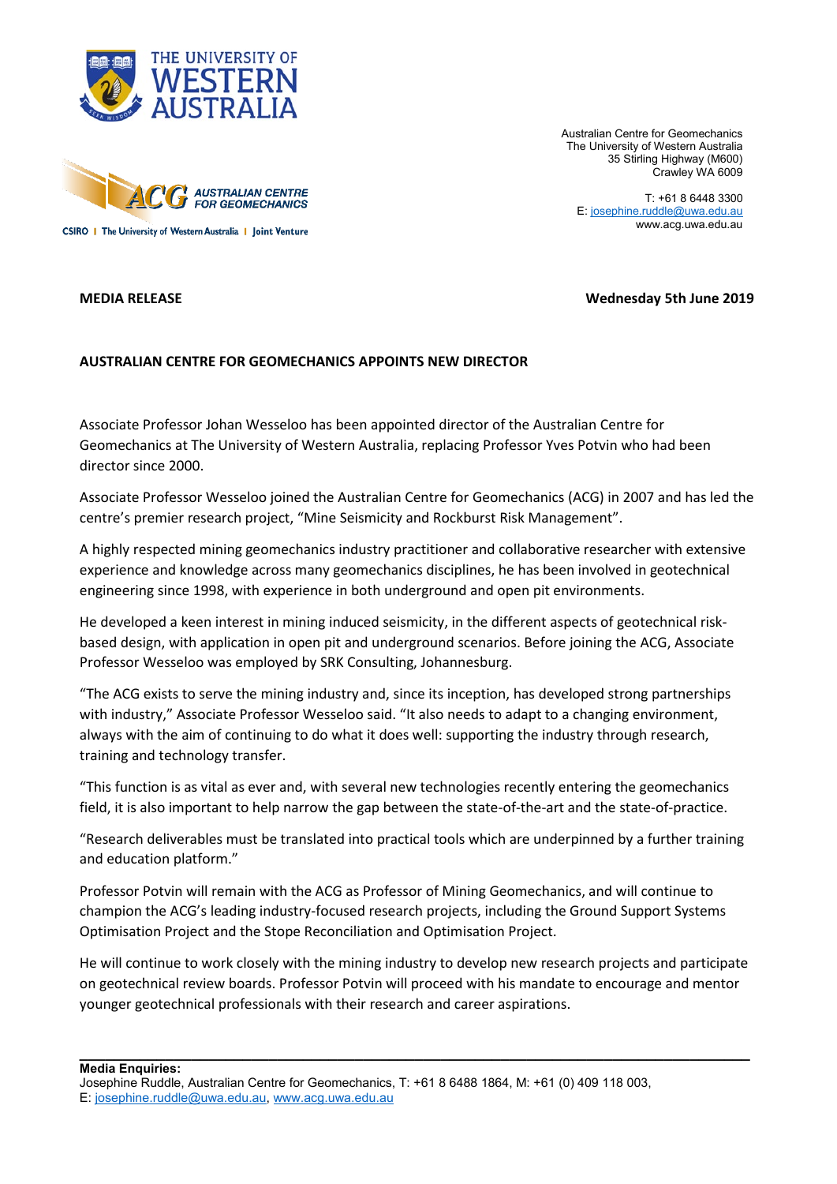THE UNIVERSITY OF WESTERN AUSTRALIA

ACG AUSTRALIAN CENTRE FOR GEOMECHANICS

CSIRO | The University of Western Australia | Joint Venture

Australian Centre for Geomechanics
The University of Western Australia
35 Stirling Highway (M600)
Crawley WA 6009

T: +61 8 6448 3300
E: josephine.ruddle@uwa.edu.au
www.acg.uwa.edu.au

**MEDIA RELEASE** **Wednesday 5th June 2019**

**AUSTRALIAN CENTRE FOR GEOMECHANICS APPOINTS NEW DIRECTOR**

Associate Professor Johan Wesseloo has been appointed director of the Australian Centre for Geomechanics at The University of Western Australia, replacing Professor Yves Potvin who had been director since 2000.

Associate Professor Wesseloo joined the Australian Centre for Geomechanics (ACG) in 2007 and has led the centre's premier research project, "Mine Seismicity and Rockburst Risk Management".

A highly respected mining geomechanics industry practitioner and collaborative researcher with extensive experience and knowledge across many geomechanics disciplines, he has been involved in geotechnical engineering since 1998, with experience in both underground and open pit environments.

He developed a keen interest in mining induced seismicity, in the different aspects of geotechnical risk-based design, with application in open pit and underground scenarios. Before joining the ACG, Associate Professor Wesseloo was employed by SRK Consulting, Johannesburg.

"The ACG exists to serve the mining industry and, since its inception, has developed strong partnerships with industry," Associate Professor Wesseloo said. "It also needs to adapt to a changing environment, always with the aim of continuing to do what it does well: supporting the industry through research, training and technology transfer.

"This function is as vital as ever and, with several new technologies recently entering the geomechanics field, it is also important to help narrow the gap between the state-of-the-art and the state-of-practice.

"Research deliverables must be translated into practical tools which are underpinned by a further training and education platform."

Professor Potvin will remain with the ACG as Professor of Mining Geomechanics, and will continue to champion the ACG's leading industry-focused research projects, including the Ground Support Systems Optimisation Project and the Stope Reconciliation and Optimisation Project.

He will continue to work closely with the mining industry to develop new research projects and participate on geotechnical review boards. Professor Potvin will proceed with his mandate to encourage and mentor younger geotechnical professionals with their research and career aspirations.

---

**Media Enquiries:**
Josephine Ruddle, Australian Centre for Geomechanics, T: +61 8 6488 1864, M: +61 (0) 409 118 003,
E: josephine.ruddle@uwa.edu.au, www.acg.uwa.edu.au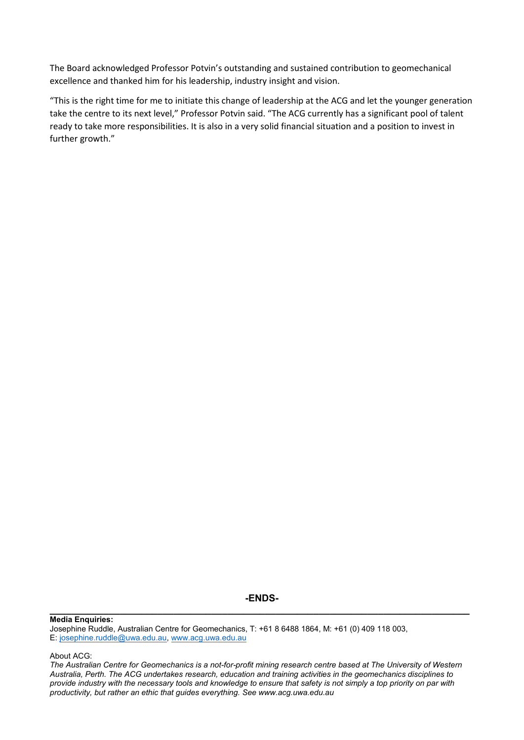The Board acknowledged Professor Potvin's outstanding and sustained contribution to geomechanical excellence and thanked him for his leadership, industry insight and vision.

"This is the right time for me to initiate this change of leadership at the ACG and let the younger generation take the centre to its next level," Professor Potvin said. "The ACG currently has a significant pool of talent ready to take more responsibilities. It is also in a very solid financial situation and a position to invest in further growth."

**-ENDS-**

---

**Media Enquiries:**
Josephine Ruddle, Australian Centre for Geomechanics, T: +61 8 6488 1864, M: +61 (0) 409 118 003,
E: josephine.ruddle@uwa.edu.au, www.acg.uwa.edu.au

About ACG:
*The Australian Centre for Geomechanics is a not-for-profit mining research centre based at The University of Western Australia, Perth. The ACG undertakes research, education and training activities in the geomechanics disciplines to provide industry with the necessary tools and knowledge to ensure that safety is not simply a top priority on par with productivity, but rather an ethic that guides everything. See www.acg.uwa.edu.au*